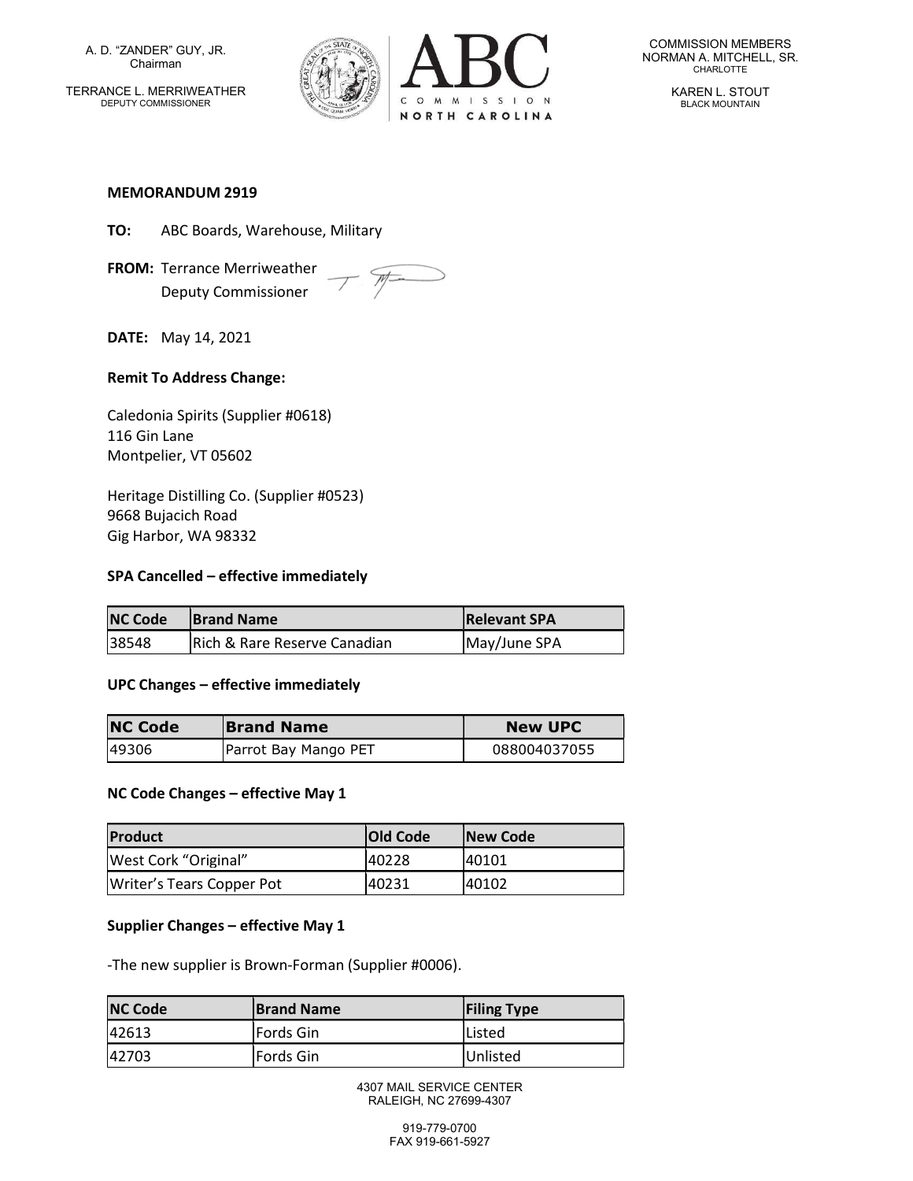A. D. "ZANDER" GUY, JR.
Chairman

TERRANCE L. MERRIWEATHER
DEPUTY COMMISSIONER

COMMISSION MEMBERS
NORMAN A. MITCHELL, SR.
CHARLOTTE

KAREN L. STOUT
BLACK MOUNTAIN

**MEMORANDUM 2919**

**TO:** ABC Boards, Warehouse, Military

**FROM:** Terrance Merriweather
Deputy Commissioner

**DATE:** May 14, 2021

**Remit To Address Change:**

Caledonia Spirits (Supplier #0618)
116 Gin Lane
Montpelier, VT 05602

Heritage Distilling Co. (Supplier #0523)
9668 Bujacich Road
Gig Harbor, WA 98332

**SPA Cancelled – effective immediately**

| NC Code | Brand Name | Relevant SPA |
|---|---|---|
| 38548 | Rich & Rare Reserve Canadian | May/June SPA |

**UPC Changes – effective immediately**

| NC Code | Brand Name | New UPC |
|---|---|---|
| 49306 | Parrot Bay Mango PET | 088004037055 |

**NC Code Changes – effective May 1**

| Product | Old Code | New Code |
|---|---|---|
| West Cork "Original" | 40228 | 40101 |
| Writer's Tears Copper Pot | 40231 | 40102 |

**Supplier Changes – effective May 1**

-The new supplier is Brown-Forman (Supplier #0006).

| NC Code | Brand Name | Filing Type |
|---|---|---|
| 42613 | Fords Gin | Listed |
| 42703 | Fords Gin | Unlisted |

4307 MAIL SERVICE CENTER
RALEIGH, NC 27699-4307

919-779-0700
FAX 919-661-5927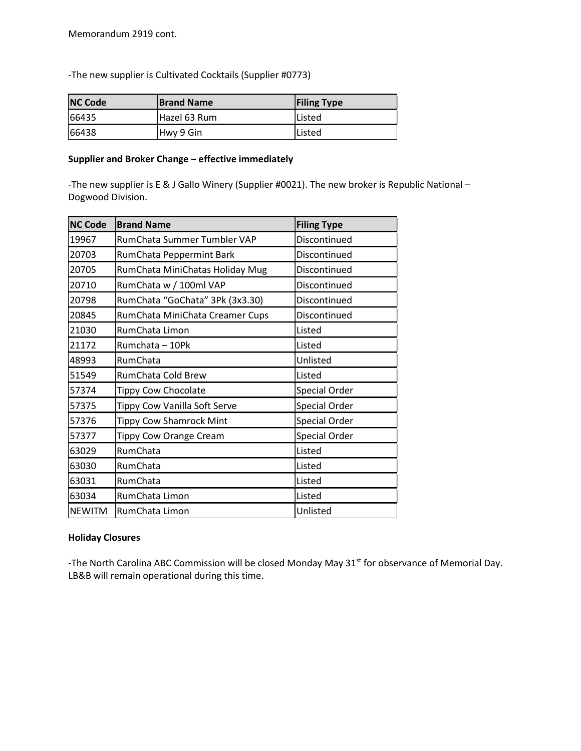Memorandum 2919 cont.

-The new supplier is Cultivated Cocktails (Supplier #0773)

| NC Code | Brand Name | Filing Type |
|---|---|---|
| 66435 | Hazel 63 Rum | Listed |
| 66438 | Hwy 9 Gin | Listed |

**Supplier and Broker Change – effective immediately**

-The new supplier is E & J Gallo Winery (Supplier #0021). The new broker is Republic National – Dogwood Division.

| NC Code | Brand Name | Filing Type |
|---|---|---|
| 19967 | RumChata Summer Tumbler VAP | Discontinued |
| 20703 | RumChata Peppermint Bark | Discontinued |
| 20705 | RumChata MiniChatas Holiday Mug | Discontinued |
| 20710 | RumChata w / 100ml VAP | Discontinued |
| 20798 | RumChata “GoChata” 3Pk (3x3.30) | Discontinued |
| 20845 | RumChata MiniChata Creamer Cups | Discontinued |
| 21030 | RumChata Limon | Listed |
| 21172 | Rumchata – 10Pk | Listed |
| 48993 | RumChata | Unlisted |
| 51549 | RumChata Cold Brew | Listed |
| 57374 | Tippy Cow Chocolate | Special Order |
| 57375 | Tippy Cow Vanilla Soft Serve | Special Order |
| 57376 | Tippy Cow Shamrock Mint | Special Order |
| 57377 | Tippy Cow Orange Cream | Special Order |
| 63029 | RumChata | Listed |
| 63030 | RumChata | Listed |
| 63031 | RumChata | Listed |
| 63034 | RumChata Limon | Listed |
| NEWITM | RumChata Limon | Unlisted |

**Holiday Closures**

-The North Carolina ABC Commission will be closed Monday May 31st for observance of Memorial Day. LB&B will remain operational during this time.